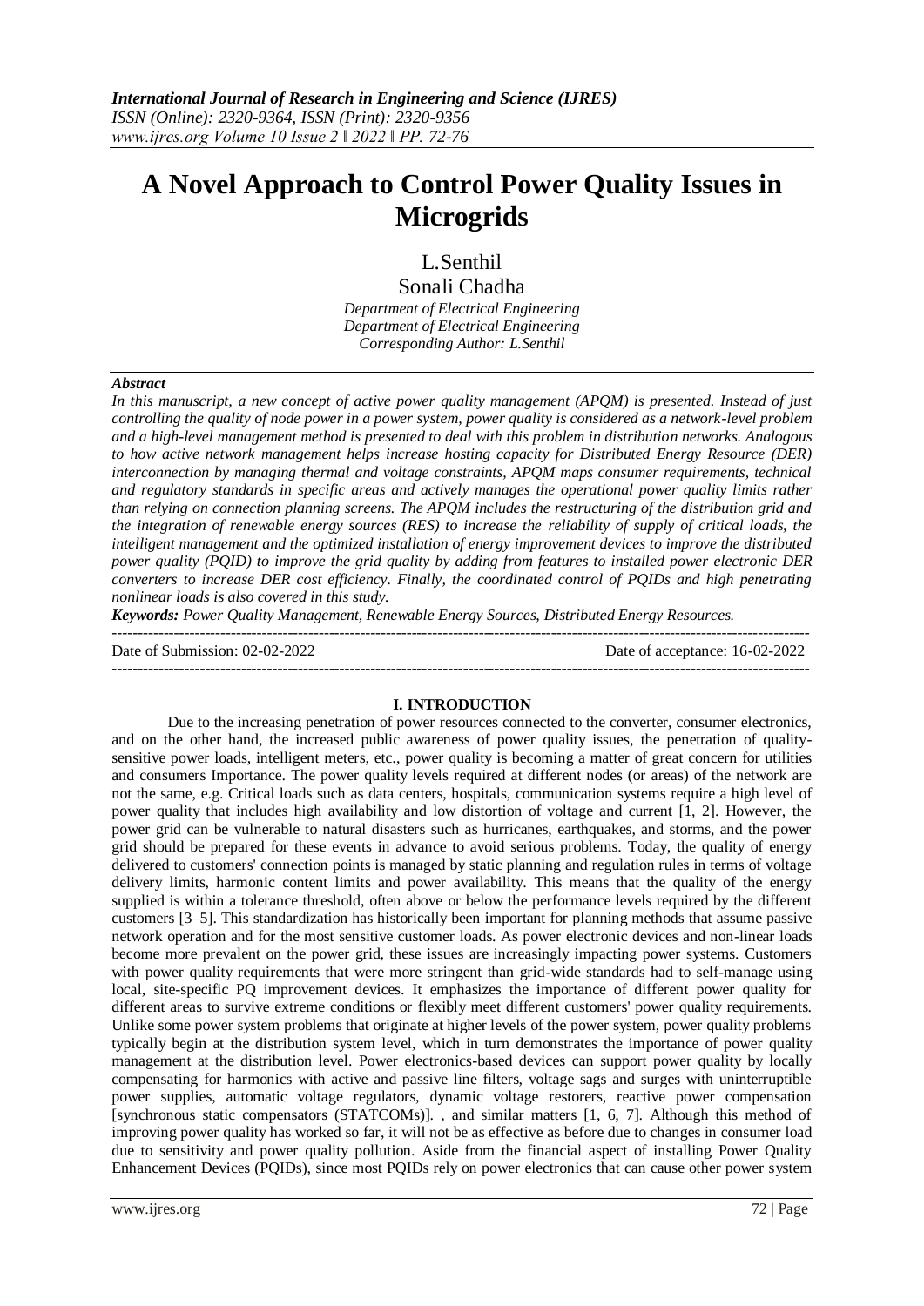# A Novel Approach to Control Power Quality Issues in Microgrids

L.Senthil

Sonali Chadha

*Department of Electrical Engineering*
*Department of Electrical Engineering*
*Corresponding Author: L.Senthil*

***Abstract***

*In this manuscript, a new concept of active power quality management (APQM) is presented. Instead of just controlling the quality of node power in a power system, power quality is considered as a network-level problem and a high-level management method is presented to deal with this problem in distribution networks. Analogous to how active network management helps increase hosting capacity for Distributed Energy Resource (DER) interconnection by managing thermal and voltage constraints, APQM maps consumer requirements, technical and regulatory standards in specific areas and actively manages the operational power quality limits rather than relying on connection planning screens. The APQM includes the restructuring of the distribution grid and the integration of renewable energy sources (RES) to increase the reliability of supply of critical loads, the intelligent management and the optimized installation of energy improvement devices to improve the distributed power quality (PQID) to improve the grid quality by adding from features to installed power electronic DER converters to increase DER cost efficiency. Finally, the coordinated control of PQIDs and high penetrating nonlinear loads is also covered in this study.*

***Keywords:*** *Power Quality Management, Renewable Energy Sources, Distributed Energy Resources.*

---

Date of Submission: 02-02-2022 Date of acceptance: 16-02-2022

---

## I. INTRODUCTION

Due to the increasing penetration of power resources connected to the converter, consumer electronics, and on the other hand, the increased public awareness of power quality issues, the penetration of quality-sensitive power loads, intelligent meters, etc., power quality is becoming a matter of great concern for utilities and consumers Importance. The power quality levels required at different nodes (or areas) of the network are not the same, e.g. Critical loads such as data centers, hospitals, communication systems require a high level of power quality that includes high availability and low distortion of voltage and current [1, 2]. However, the power grid can be vulnerable to natural disasters such as hurricanes, earthquakes, and storms, and the power grid should be prepared for these events in advance to avoid serious problems. Today, the quality of energy delivered to customers' connection points is managed by static planning and regulation rules in terms of voltage delivery limits, harmonic content limits and power availability. This means that the quality of the energy supplied is within a tolerance threshold, often above or below the performance levels required by the different customers [3–5]. This standardization has historically been important for planning methods that assume passive network operation and for the most sensitive customer loads. As power electronic devices and non-linear loads become more prevalent on the power grid, these issues are increasingly impacting power systems. Customers with power quality requirements that were more stringent than grid-wide standards had to self-manage using local, site-specific PQ improvement devices. It emphasizes the importance of different power quality for different areas to survive extreme conditions or flexibly meet different customers' power quality requirements. Unlike some power system problems that originate at higher levels of the power system, power quality problems typically begin at the distribution system level, which in turn demonstrates the importance of power quality management at the distribution level. Power electronics-based devices can support power quality by locally compensating for harmonics with active and passive line filters, voltage sags and surges with uninterruptible power supplies, automatic voltage regulators, dynamic voltage restorers, reactive power compensation [synchronous static compensators (STATCOMs)]. , and similar matters [1, 6, 7]. Although this method of improving power quality has worked so far, it will not be as effective as before due to changes in consumer load due to sensitivity and power quality pollution. Aside from the financial aspect of installing Power Quality Enhancement Devices (PQIDs), since most PQIDs rely on power electronics that can cause other power system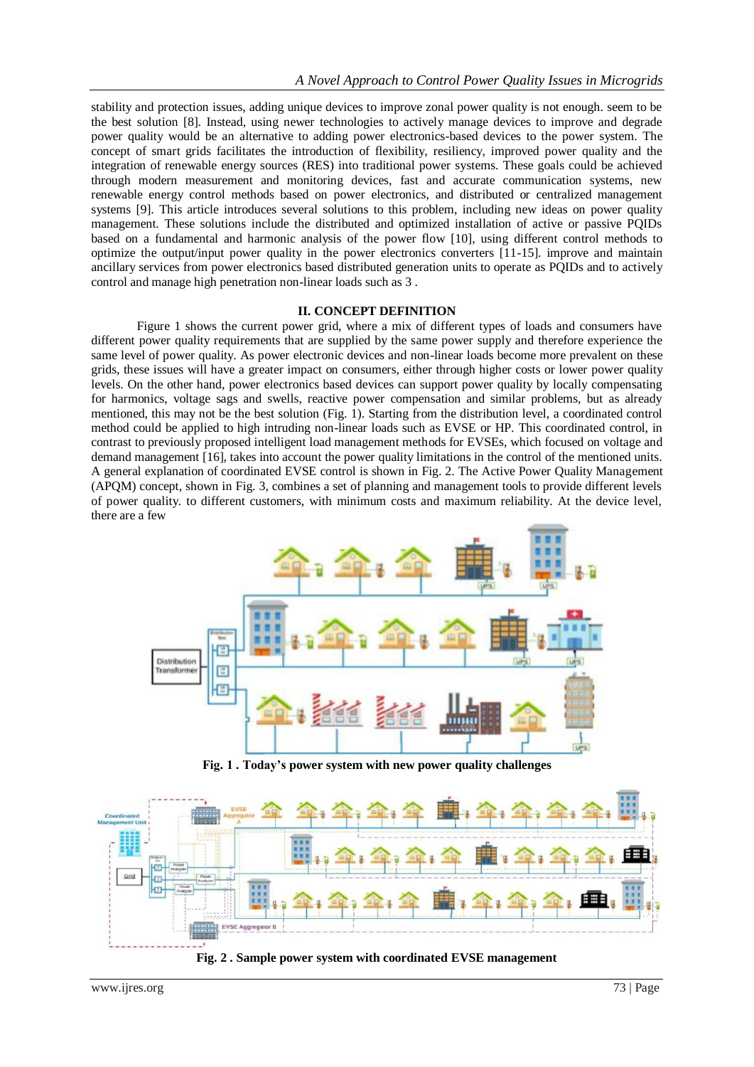stability and protection issues, adding unique devices to improve zonal power quality is not enough. seem to be the best solution [8]. Instead, using newer technologies to actively manage devices to improve and degrade power quality would be an alternative to adding power electronics-based devices to the power system. The concept of smart grids facilitates the introduction of flexibility, resiliency, improved power quality and the integration of renewable energy sources (RES) into traditional power systems. These goals could be achieved through modern measurement and monitoring devices, fast and accurate communication systems, new renewable energy control methods based on power electronics, and distributed or centralized management systems [9]. This article introduces several solutions to this problem, including new ideas on power quality management. These solutions include the distributed and optimized installation of active or passive PQIDs based on a fundamental and harmonic analysis of the power flow [10], using different control methods to optimize the output/input power quality in the power electronics converters [11-15]. improve and maintain ancillary services from power electronics based distributed generation units to operate as PQIDs and to actively control and manage high penetration non-linear loads such as 3 .

## II. CONCEPT DEFINITION

Figure 1 shows the current power grid, where a mix of different types of loads and consumers have different power quality requirements that are supplied by the same power supply and therefore experience the same level of power quality. As power electronic devices and non-linear loads become more prevalent on these grids, these issues will have a greater impact on consumers, either through higher costs or lower power quality levels. On the other hand, power electronics based devices can support power quality by locally compensating for harmonics, voltage sags and swells, reactive power compensation and similar problems, but as already mentioned, this may not be the best solution (Fig. 1). Starting from the distribution level, a coordinated control method could be applied to high intruding non-linear loads such as EVSE or HP. This coordinated control, in contrast to previously proposed intelligent load management methods for EVSEs, which focused on voltage and demand management [16], takes into account the power quality limitations in the control of the mentioned units. A general explanation of coordinated EVSE control is shown in Fig. 2. The Active Power Quality Management (APQM) concept, shown in Fig. 3, combines a set of planning and management tools to provide different levels of power quality. to different customers, with minimum costs and maximum reliability. At the device level, there are a few

**Fig. 1 . Today's power system with new power quality challenges**

**Fig. 2 . Sample power system with coordinated EVSE management**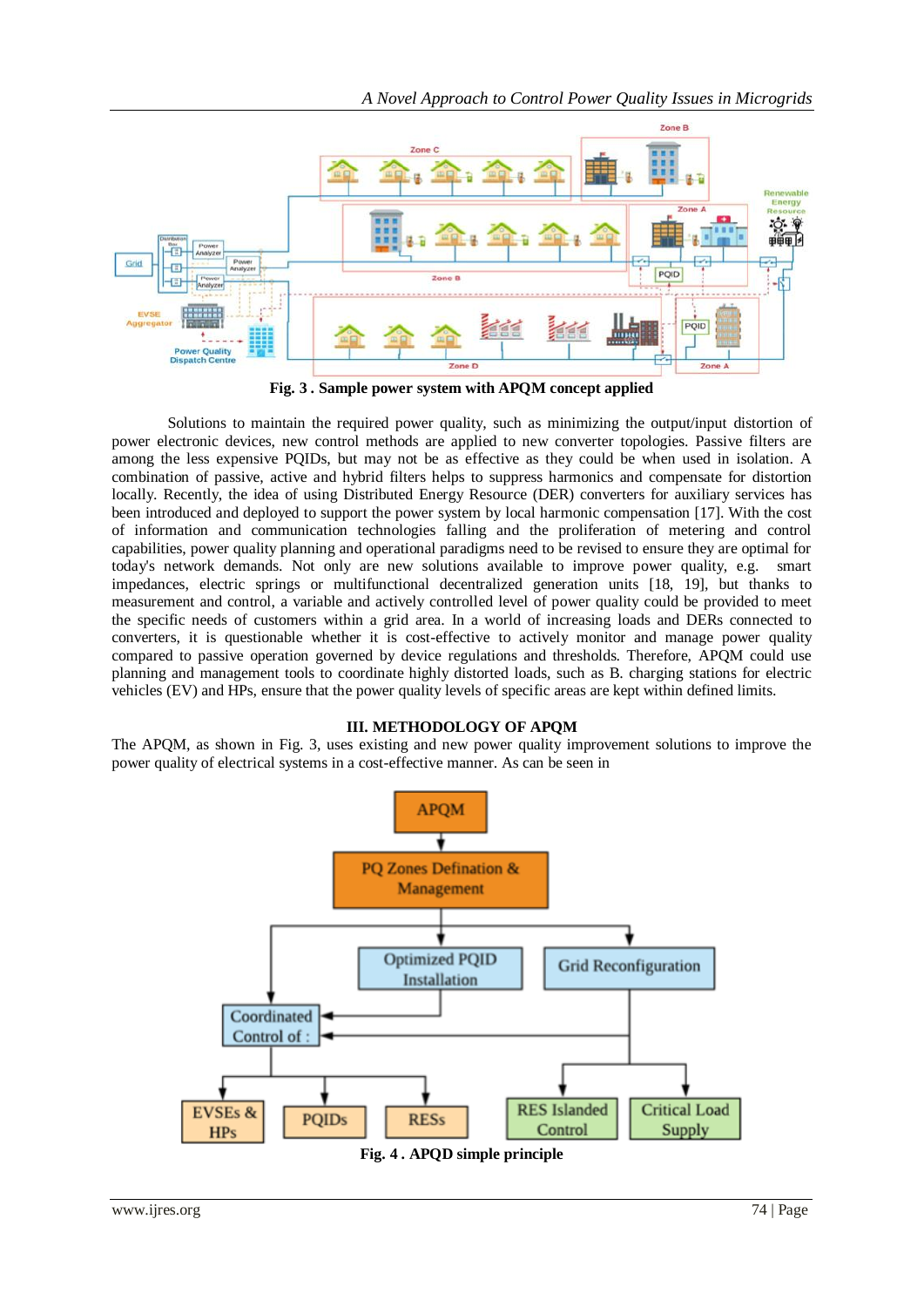**Fig. 3 . Sample power system with APQM concept applied**

Solutions to maintain the required power quality, such as minimizing the output/input distortion of power electronic devices, new control methods are applied to new converter topologies. Passive filters are among the less expensive PQIDs, but may not be as effective as they could be when used in isolation. A combination of passive, active and hybrid filters helps to suppress harmonics and compensate for distortion locally. Recently, the idea of using Distributed Energy Resource (DER) converters for auxiliary services has been introduced and deployed to support the power system by local harmonic compensation [17]. With the cost of information and communication technologies falling and the proliferation of metering and control capabilities, power quality planning and operational paradigms need to be revised to ensure they are optimal for today's network demands. Not only are new solutions available to improve power quality, e.g. smart impedances, electric springs or multifunctional decentralized generation units [18, 19], but thanks to measurement and control, a variable and actively controlled level of power quality could be provided to meet the specific needs of customers within a grid area. In a world of increasing loads and DERs connected to converters, it is questionable whether it is cost-effective to actively monitor and manage power quality compared to passive operation governed by device regulations and thresholds. Therefore, APQM could use planning and management tools to coordinate highly distorted loads, such as B. charging stations for electric vehicles (EV) and HPs, ensure that the power quality levels of specific areas are kept within defined limits.

## III. METHODOLOGY OF APQM

The APQM, as shown in Fig. 3, uses existing and new power quality improvement solutions to improve the power quality of electrical systems in a cost-effective manner. As can be seen in

**Fig. 4 . APQD simple principle**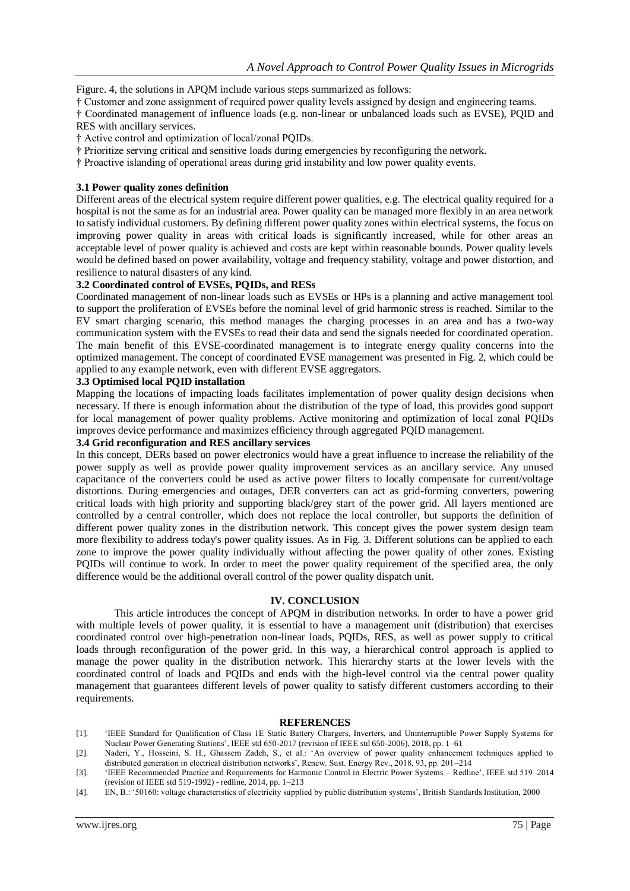Figure. 4, the solutions in APQM include various steps summarized as follows:

† Customer and zone assignment of required power quality levels assigned by design and engineering teams.

† Coordinated management of influence loads (e.g. non-linear or unbalanced loads such as EVSE), PQID and RES with ancillary services.

† Active control and optimization of local/zonal PQIDs.

† Prioritize serving critical and sensitive loads during emergencies by reconfiguring the network.

† Proactive islanding of operational areas during grid instability and low power quality events.

### 3.1 Power quality zones definition

Different areas of the electrical system require different power qualities, e.g. The electrical quality required for a hospital is not the same as for an industrial area. Power quality can be managed more flexibly in an area network to satisfy individual customers. By defining different power quality zones within electrical systems, the focus on improving power quality in areas with critical loads is significantly increased, while for other areas an acceptable level of power quality is achieved and costs are kept within reasonable bounds. Power quality levels would be defined based on power availability, voltage and frequency stability, voltage and power distortion, and resilience to natural disasters of any kind.

### 3.2 Coordinated control of EVSEs, PQIDs, and RESs

Coordinated management of non-linear loads such as EVSEs or HPs is a planning and active management tool to support the proliferation of EVSEs before the nominal level of grid harmonic stress is reached. Similar to the EV smart charging scenario, this method manages the charging processes in an area and has a two-way communication system with the EVSEs to read their data and send the signals needed for coordinated operation. The main benefit of this EVSE-coordinated management is to integrate energy quality concerns into the optimized management. The concept of coordinated EVSE management was presented in Fig. 2, which could be applied to any example network, even with different EVSE aggregators.

### 3.3 Optimised local PQID installation

Mapping the locations of impacting loads facilitates implementation of power quality design decisions when necessary. If there is enough information about the distribution of the type of load, this provides good support for local management of power quality problems. Active monitoring and optimization of local zonal PQIDs improves device performance and maximizes efficiency through aggregated PQID management.

### 3.4 Grid reconfiguration and RES ancillary services

In this concept, DERs based on power electronics would have a great influence to increase the reliability of the power supply as well as provide power quality improvement services as an ancillary service. Any unused capacitance of the converters could be used as active power filters to locally compensate for current/voltage distortions. During emergencies and outages, DER converters can act as grid-forming converters, powering critical loads with high priority and supporting black/grey start of the power grid. All layers mentioned are controlled by a central controller, which does not replace the local controller, but supports the definition of different power quality zones in the distribution network. This concept gives the power system design team more flexibility to address today's power quality issues. As in Fig. 3. Different solutions can be applied to each zone to improve the power quality individually without affecting the power quality of other zones. Existing PQIDs will continue to work. In order to meet the power quality requirement of the specified area, the only difference would be the additional overall control of the power quality dispatch unit.

## IV. CONCLUSION

This article introduces the concept of APQM in distribution networks. In order to have a power grid with multiple levels of power quality, it is essential to have a management unit (distribution) that exercises coordinated control over high-penetration non-linear loads, PQIDs, RES, as well as power supply to critical loads through reconfiguration of the power grid. In this way, a hierarchical control approach is applied to manage the power quality in the distribution network. This hierarchy starts at the lower levels with the coordinated control of loads and PQIDs and ends with the high-level control via the central power quality management that guarantees different levels of power quality to satisfy different customers according to their requirements.

## REFERENCES

[1]. 'IEEE Standard for Qualification of Class 1E Static Battery Chargers, Inverters, and Uninterruptible Power Supply Systems for Nuclear Power Generating Stations', IEEE std 650-2017 (revision of IEEE std 650-2006), 2018, pp. 1–61

[2]. Naderi, Y., Hosseini, S. H., Ghassem Zadeh, S., et al.: 'An overview of power quality enhancement techniques applied to distributed generation in electrical distribution networks', Renew. Sust. Energy Rev., 2018, 93, pp. 201–214

[3]. 'IEEE Recommended Practice and Requirements for Harmonic Control in Electric Power Systems – Redline', IEEE std 519–2014 (revision of IEEE std 519-1992) - redline, 2014, pp. 1–213

[4]. EN, B.: '50160: voltage characteristics of electricity supplied by public distribution systems', British Standards Institution, 2000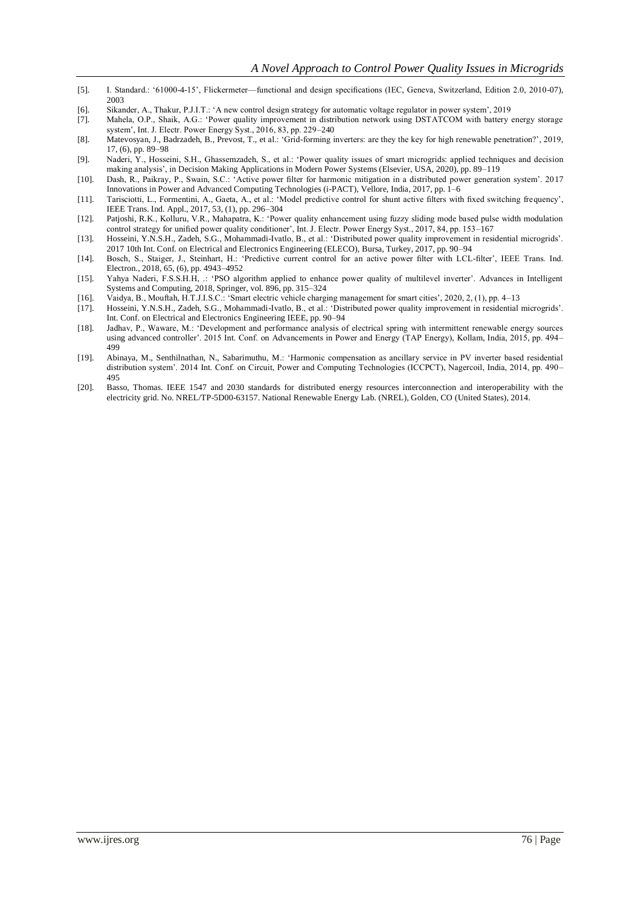[5]. I. Standard.: '61000-4-15', Flickermeter—functional and design specifications (IEC, Geneva, Switzerland, Edition 2.0, 2010-07), 2003

[6]. Sikander, A., Thakur, P.J.I.T.: 'A new control design strategy for automatic voltage regulator in power system', 2019

[7]. Mahela, O.P., Shaik, A.G.: 'Power quality improvement in distribution network using DSTATCOM with battery energy storage system', Int. J. Electr. Power Energy Syst., 2016, 83, pp. 229–240

[8]. Matevosyan, J., Badrzadeh, B., Prevost, T., et al.: 'Grid-forming inverters: are they the key for high renewable penetration?', 2019, 17, (6), pp. 89–98

[9]. Naderi, Y., Hosseini, S.H., Ghassemzadeh, S., et al.: 'Power quality issues of smart microgrids: applied techniques and decision making analysis', in Decision Making Applications in Modern Power Systems (Elsevier, USA, 2020), pp. 89–119

[10]. Dash, R., Paikray, P., Swain, S.C.: 'Active power filter for harmonic mitigation in a distributed power generation system'. 2017 Innovations in Power and Advanced Computing Technologies (i-PACT), Vellore, India, 2017, pp. 1–6

[11]. Tarisciotti, L., Formentini, A., Gaeta, A., et al.: 'Model predictive control for shunt active filters with fixed switching frequency', IEEE Trans. Ind. Appl., 2017, 53, (1), pp. 296–304

[12]. Patjoshi, R.K., Kolluru, V.R., Mahapatra, K.: 'Power quality enhancement using fuzzy sliding mode based pulse width modulation control strategy for unified power quality conditioner', Int. J. Electr. Power Energy Syst., 2017, 84, pp. 153–167

[13]. Hosseini, Y.N.S.H., Zadeh, S.G., Mohammadi-Ivatlo, B., et al.: 'Distributed power quality improvement in residential microgrids'. 2017 10th Int. Conf. on Electrical and Electronics Engineering (ELECO), Bursa, Turkey, 2017, pp. 90–94

[14]. Bosch, S., Staiger, J., Steinhart, H.: 'Predictive current control for an active power filter with LCL-filter', IEEE Trans. Ind. Electron., 2018, 65, (6), pp. 4943–4952

[15]. Yahya Naderi, F.S.S.H.H, .: 'PSO algorithm applied to enhance power quality of multilevel inverter'. Advances in Intelligent Systems and Computing, 2018, Springer, vol. 896, pp. 315–324

[16]. Vaidya, B., Mouftah, H.T.J.I.S.C.: 'Smart electric vehicle charging management for smart cities', 2020, 2, (1), pp. 4–13

[17]. Hosseini, Y.N.S.H., Zadeh, S.G., Mohammadi-Ivatlo, B., et al.: 'Distributed power quality improvement in residential microgrids'. Int. Conf. on Electrical and Electronics Engineering IEEE, pp. 90–94

[18]. Jadhav, P., Waware, M.: 'Development and performance analysis of electrical spring with intermittent renewable energy sources using advanced controller'. 2015 Int. Conf. on Advancements in Power and Energy (TAP Energy), Kollam, India, 2015, pp. 494–499

[19]. Abinaya, M., Senthilnathan, N., Sabarimuthu, M.: 'Harmonic compensation as ancillary service in PV inverter based residential distribution system'. 2014 Int. Conf. on Circuit, Power and Computing Technologies (ICCPCT), Nagercoil, India, 2014, pp. 490–495

[20]. Basso, Thomas. IEEE 1547 and 2030 standards for distributed energy resources interconnection and interoperability with the electricity grid. No. NREL/TP-5D00-63157. National Renewable Energy Lab. (NREL), Golden, CO (United States), 2014.